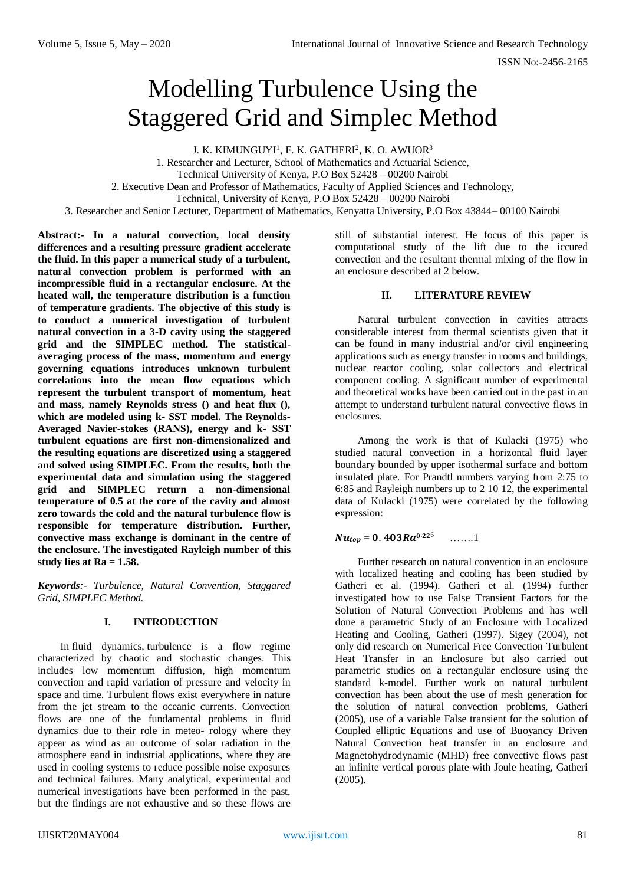# Modelling Turbulence Using the Staggered Grid and Simplec Method

J. K. KIMUNGUYI[1], F. K. GATHERI[2], K. O. AWUOR[3]

1. Researcher and Lecturer, School of Mathematics and Actuarial Science, Technical University of Kenya, P.O Box 52428 – 00200 Nairobi
2. Executive Dean and Professor of Mathematics, Faculty of Applied Sciences and Technology, Technical, University of Kenya, P.O Box 52428 – 00200 Nairobi
3. Researcher and Senior Lecturer, Department of Mathematics, Kenyatta University, P.O Box 43844– 00100 Nairobi

**Abstract:- In a natural convection, local density differences and a resulting pressure gradient accelerate the fluid. In this paper a numerical study of a turbulent, natural convection problem is performed with an incompressible fluid in a rectangular enclosure. At the heated wall, the temperature distribution is a function of temperature gradients. The objective of this study is to conduct a numerical investigation of turbulent natural convection in a 3-D cavity using the staggered grid and the SIMPLEC method. The statistical-averaging process of the mass, momentum and energy governing equations introduces unknown turbulent correlations into the mean flow equations which represent the turbulent transport of momentum, heat and mass, namely Reynolds stress () and heat flux (), which are modeled using k- SST model. The Reynolds-Averaged Navier-stokes (RANS), energy and k- SST turbulent equations are first non-dimensionalized and the resulting equations are discretized using a staggered and solved using SIMPLEC. From the results, both the experimental data and simulation using the staggered grid and SIMPLEC return a non-dimensional temperature of 0.5 at the core of the cavity and almost zero towards the cold and the natural turbulence flow is responsible for temperature distribution. Further, convective mass exchange is dominant in the centre of the enclosure. The investigated Rayleigh number of this study lies at Ra = 1.58.**

***Keywords**:- Turbulence, Natural Convention, Staggared Grid, SIMPLEC Method.*

## I. INTRODUCTION

In fluid dynamics, turbulence is a flow regime characterized by chaotic and stochastic changes. This includes low momentum diffusion, high momentum convection and rapid variation of pressure and velocity in space and time. Turbulent flows exist everywhere in nature from the jet stream to the oceanic currents. Convection flows are one of the fundamental problems in fluid dynamics due to their role in meteo- rology where they appear as wind as an outcome of solar radiation in the atmosphere eand in industrial applications, where they are used in cooling systems to reduce possible noise exposures and technical failures. Many analytical, experimental and numerical investigations have been performed in the past, but the findings are not exhaustive and so these flows are still of substantial interest. He focus of this paper is computational study of the lift due to the iccured convection and the resultant thermal mixing of the flow in an enclosure described at 2 below.

## II. LITERATURE REVIEW

Natural turbulent convection in cavities attracts considerable interest from thermal scientists given that it can be found in many industrial and/or civil engineering applications such as energy transfer in rooms and buildings, nuclear reactor cooling, solar collectors and electrical component cooling. A significant number of experimental and theoretical works have been carried out in the past in an attempt to understand turbulent natural convective flows in enclosures.

Among the work is that of Kulacki (1975) who studied natural convection in a horizontal fluid layer boundary bounded by upper isothermal surface and bottom insulated plate. For Prandtl numbers varying from 2:75 to 6:85 and Rayleigh numbers up to 2 10 12, the experimental data of Kulacki (1975) were correlated by the following expression:

$$Nu_{top} = \mathbf{0.403}Ra^{0.22^6} \quad \ldots\ldots.1$$

Further research on natural convention in an enclosure with localized heating and cooling has been studied by Gatheri et al. (1994). Gatheri et al. (1994) further investigated how to use False Transient Factors for the Solution of Natural Convection Problems and has well done a parametric Study of an Enclosure with Localized Heating and Cooling, Gatheri (1997). Sigey (2004), not only did research on Numerical Free Convection Turbulent Heat Transfer in an Enclosure but also carried out parametric studies on a rectangular enclosure using the standard k-model. Further work on natural turbulent convection has been about the use of mesh generation for the solution of natural convection problems, Gatheri (2005), use of a variable False transient for the solution of Coupled elliptic Equations and use of Buoyancy Driven Natural Convection heat transfer in an enclosure and Magnetohydrodynamic (MHD) free convective flows past an infinite vertical porous plate with Joule heating, Gatheri (2005).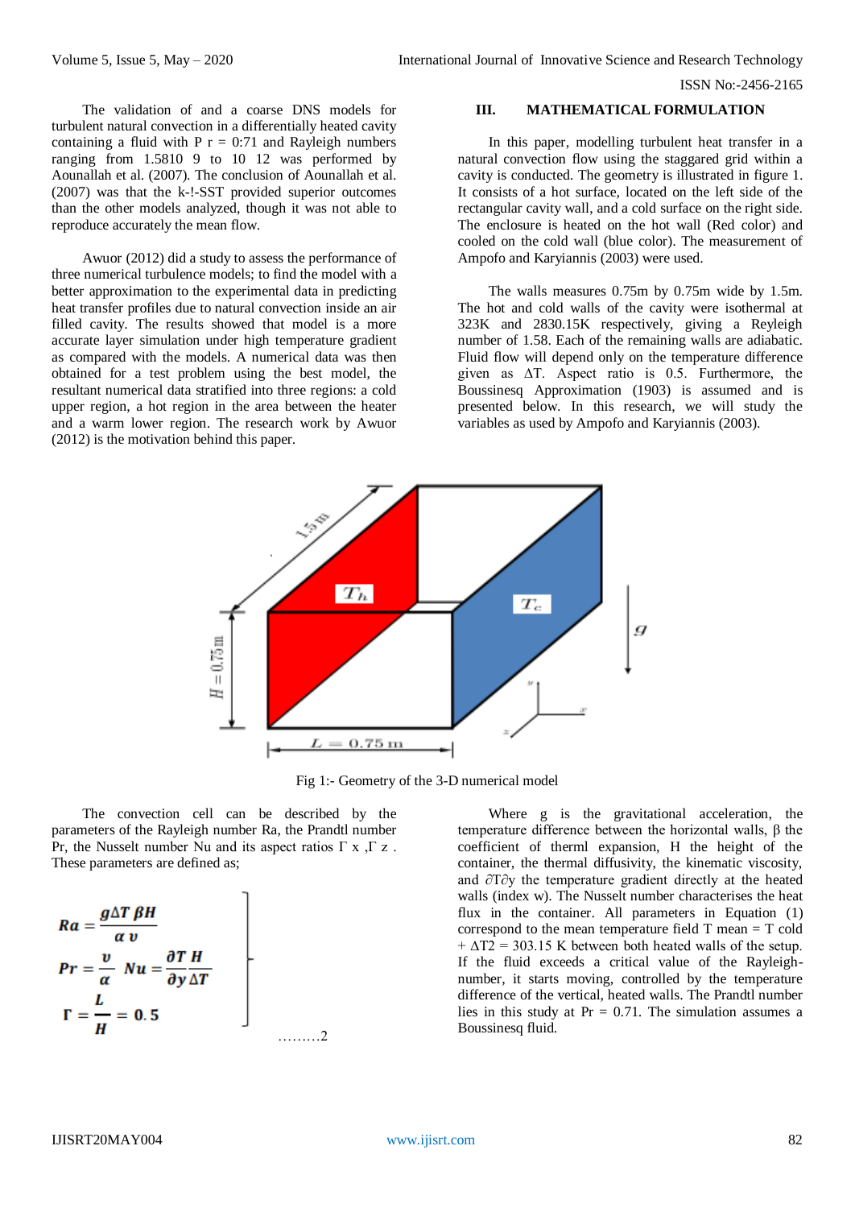The validation of and a coarse DNS models for turbulent natural convection in a differentially heated cavity containing a fluid with P r = 0:71 and Rayleigh numbers ranging from 1.5810 9 to 10 12 was performed by Aounallah et al. (2007). The conclusion of Aounallah et al. (2007) was that the k-!-SST provided superior outcomes than the other models analyzed, though it was not able to reproduce accurately the mean flow.

Awuor (2012) did a study to assess the performance of three numerical turbulence models; to find the model with a better approximation to the experimental data in predicting heat transfer profiles due to natural convection inside an air filled cavity. The results showed that model is a more accurate layer simulation under high temperature gradient as compared with the models. A numerical data was then obtained for a test problem using the best model, the resultant numerical data stratified into three regions: a cold upper region, a hot region in the area between the heater and a warm lower region. The research work by Awuor (2012) is the motivation behind this paper.

## III. MATHEMATICAL FORMULATION

In this paper, modelling turbulent heat transfer in a natural convection flow using the staggared grid within a cavity is conducted. The geometry is illustrated in figure 1. It consists of a hot surface, located on the left side of the rectangular cavity wall, and a cold surface on the right side. The enclosure is heated on the hot wall (Red color) and cooled on the cold wall (blue color). The measurement of Ampofo and Karyiannis (2003) were used.

The walls measures 0.75m by 0.75m wide by 1.5m. The hot and cold walls of the cavity were isothermal at 323K and 2830.15K respectively, giving a Reyleigh number of 1.58. Each of the remaining walls are adiabatic. Fluid flow will depend only on the temperature difference given as ΔT. Aspect ratio is 0.5. Furthermore, the Boussinesq Approximation (1903) is assumed and is presented below. In this research, we will study the variables as used by Ampofo and Karyiannis (2003).

Fig 1:- Geometry of the 3-D numerical model

The convection cell can be described by the parameters of the Rayleigh number Ra, the Prandtl number Pr, the Nusselt number Nu and its aspect ratios Γ x ,Γ z . These parameters are defined as;

$$
\left.
\begin{aligned}
Ra &= \frac{g \Delta T \beta H}{\alpha v} \\
Pr &= \frac{v}{\alpha} \quad Nu = \frac{\partial T}{\partial y} \frac{H}{\Delta T} \\
\Gamma &= \frac{L}{H} = 0.5
\end{aligned}
\right\} \qquad \text{.........2}
$$

Where g is the gravitational acceleration, the temperature difference between the horizontal walls, β the coefficient of therml expansion, H the height of the container, the thermal diffusivity, the kinematic viscosity, and ∂T∂y the temperature gradient directly at the heated walls (index w). The Nusselt number characterises the heat flux in the container. All parameters in Equation (1) correspond to the mean temperature field T mean = T cold + ΔT2 = 303.15 K between both heated walls of the setup. If the fluid exceeds a critical value of the Rayleigh-number, it starts moving, controlled by the temperature difference of the vertical, heated walls. The Prandtl number lies in this study at Pr = 0.71. The simulation assumes a Boussinesq fluid.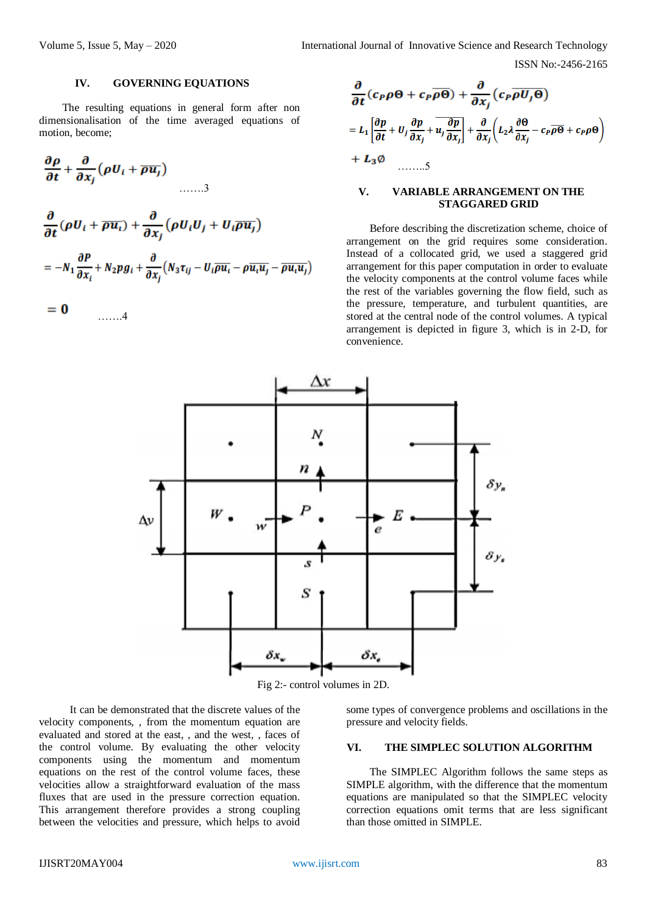## IV. GOVERNING EQUATIONS

The resulting equations in general form after non dimensionalisation of the time averaged equations of motion, become;

$$\frac{\partial \rho}{\partial t} + \frac{\partial}{\partial x_j}\left(\rho U_i + \overline{\rho u_j}\right) \qquad \ldots\ldots.3$$

$$\frac{\partial}{\partial t}\left(\rho U_i + \overline{\rho u_i}\right) + \frac{\partial}{\partial x_j}\left(\rho U_i U_j + U_i \overline{\rho u_j}\right)$$

$$= -N_1 \frac{\partial P}{\partial x_i} + N_2 \rho g_i + \frac{\partial}{\partial x_j}\left(N_3 \tau_{ij} - U_i \overline{\rho u_i} - \rho \overline{u_i u_j} - \overline{\rho u_i u_j}\right)$$

$$= 0 \qquad \ldots\ldots.4$$

$$\frac{\partial}{\partial t}\left(c_P \rho \Theta + c_P \overline{\rho \Theta}\right) + \frac{\partial}{\partial x_j}\left(c_P \overline{\rho U_j \Theta}\right)$$

$$= L_1 \left[\frac{\partial p}{\partial t} + U_j \frac{\partial p}{\partial x_j} + \overline{u_j \frac{\partial p}{\partial x_j}}\right] + \frac{\partial}{\partial x_j}\left(L_2 \lambda \frac{\partial \Theta}{\partial x_j} - c_P \overline{\rho \Theta} + c_P \rho \Theta\right)$$

$$+ L_3 \emptyset \qquad \ldots\ldots..5$$

## V. VARIABLE ARRANGEMENT ON THE STAGGARED GRID

Before describing the discretization scheme, choice of arrangement on the grid requires some consideration. Instead of a collocated grid, we used a staggered grid arrangement for this paper computation in order to evaluate the velocity components at the control volume faces while the rest of the variables governing the flow field, such as the pressure, temperature, and turbulent quantities, are stored at the central node of the control volumes. A typical arrangement is depicted in figure 3, which is in 2-D, for convenience.

Fig 2:- control volumes in 2D.

It can be demonstrated that the discrete values of the velocity components, , from the momentum equation are evaluated and stored at the east, , and the west, , faces of the control volume. By evaluating the other velocity components using the momentum and momentum equations on the rest of the control volume faces, these velocities allow a straightforward evaluation of the mass fluxes that are used in the pressure correction equation. This arrangement therefore provides a strong coupling between the velocities and pressure, which helps to avoid some types of convergence problems and oscillations in the pressure and velocity fields.

## VI. THE SIMPLEC SOLUTION ALGORITHM

The SIMPLEC Algorithm follows the same steps as SIMPLE algorithm, with the difference that the momentum equations are manipulated so that the SIMPLEC velocity correction equations omit terms that are less significant than those omitted in SIMPLE.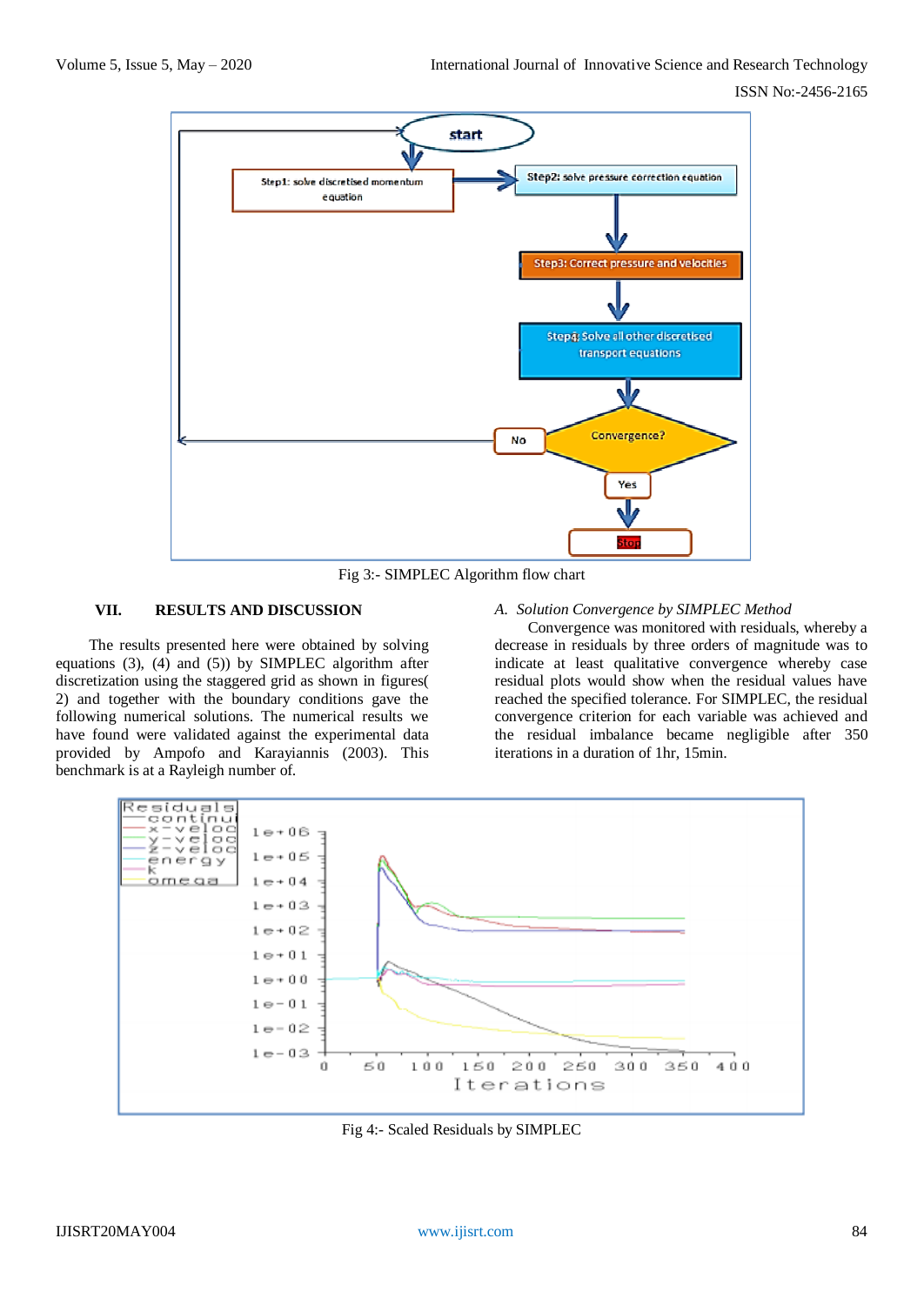Fig 3:- SIMPLEC Algorithm flow chart

## VII. RESULTS AND DISCUSSION

The results presented here were obtained by solving equations (3), (4) and (5)) by SIMPLEC algorithm after discretization using the staggered grid as shown in figures( 2) and together with the boundary conditions gave the following numerical solutions. The numerical results we have found were validated against the experimental data provided by Ampofo and Karayiannis (2003). This benchmark is at a Rayleigh number of.

### *A. Solution Convergence by SIMPLEC Method*

Convergence was monitored with residuals, whereby a decrease in residuals by three orders of magnitude was to indicate at least qualitative convergence whereby case residual plots would show when the residual values have reached the specified tolerance. For SIMPLEC, the residual convergence criterion for each variable was achieved and the residual imbalance became negligible after 350 iterations in a duration of 1hr, 15min.

Fig 4:- Scaled Residuals by SIMPLEC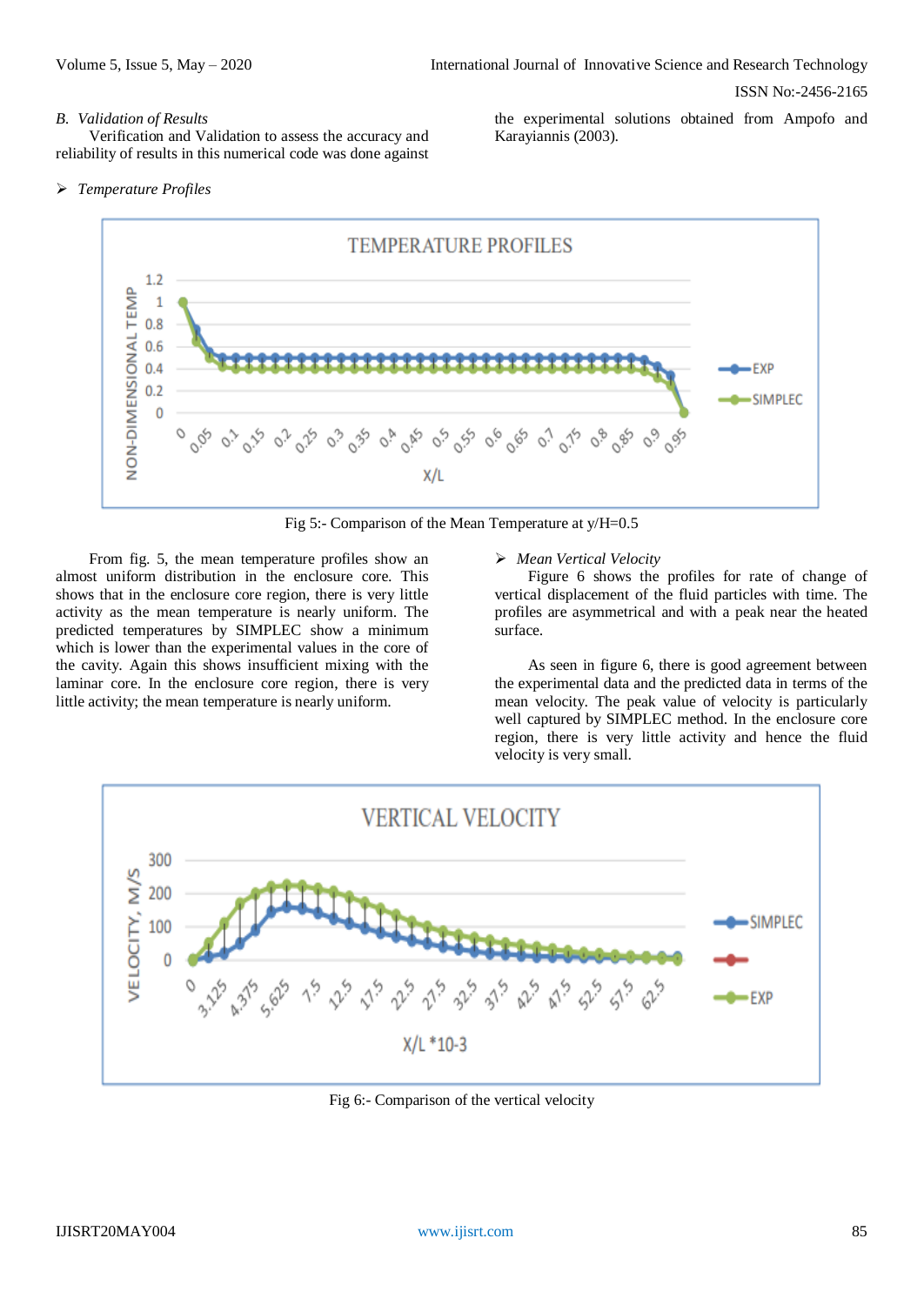### B. *Validation of Results*

Verification and Validation to assess the accuracy and reliability of results in this numerical code was done against the experimental solutions obtained from Ampofo and Karayiannis (2003).

➢ *Temperature Profiles*

Fig 5:- Comparison of the Mean Temperature at y/H=0.5

From fig. 5, the mean temperature profiles show an almost uniform distribution in the enclosure core. This shows that in the enclosure core region, there is very little activity as the mean temperature is nearly uniform. The predicted temperatures by SIMPLEC show a minimum which is lower than the experimental values in the core of the cavity. Again this shows insufficient mixing with the laminar core. In the enclosure core region, there is very little activity; the mean temperature is nearly uniform.

➢ *Mean Vertical Velocity*

Figure 6 shows the profiles for rate of change of vertical displacement of the fluid particles with time. The profiles are asymmetrical and with a peak near the heated surface.

As seen in figure 6, there is good agreement between the experimental data and the predicted data in terms of the mean velocity. The peak value of velocity is particularly well captured by SIMPLEC method. In the enclosure core region, there is very little activity and hence the fluid velocity is very small.

Fig 6:- Comparison of the vertical velocity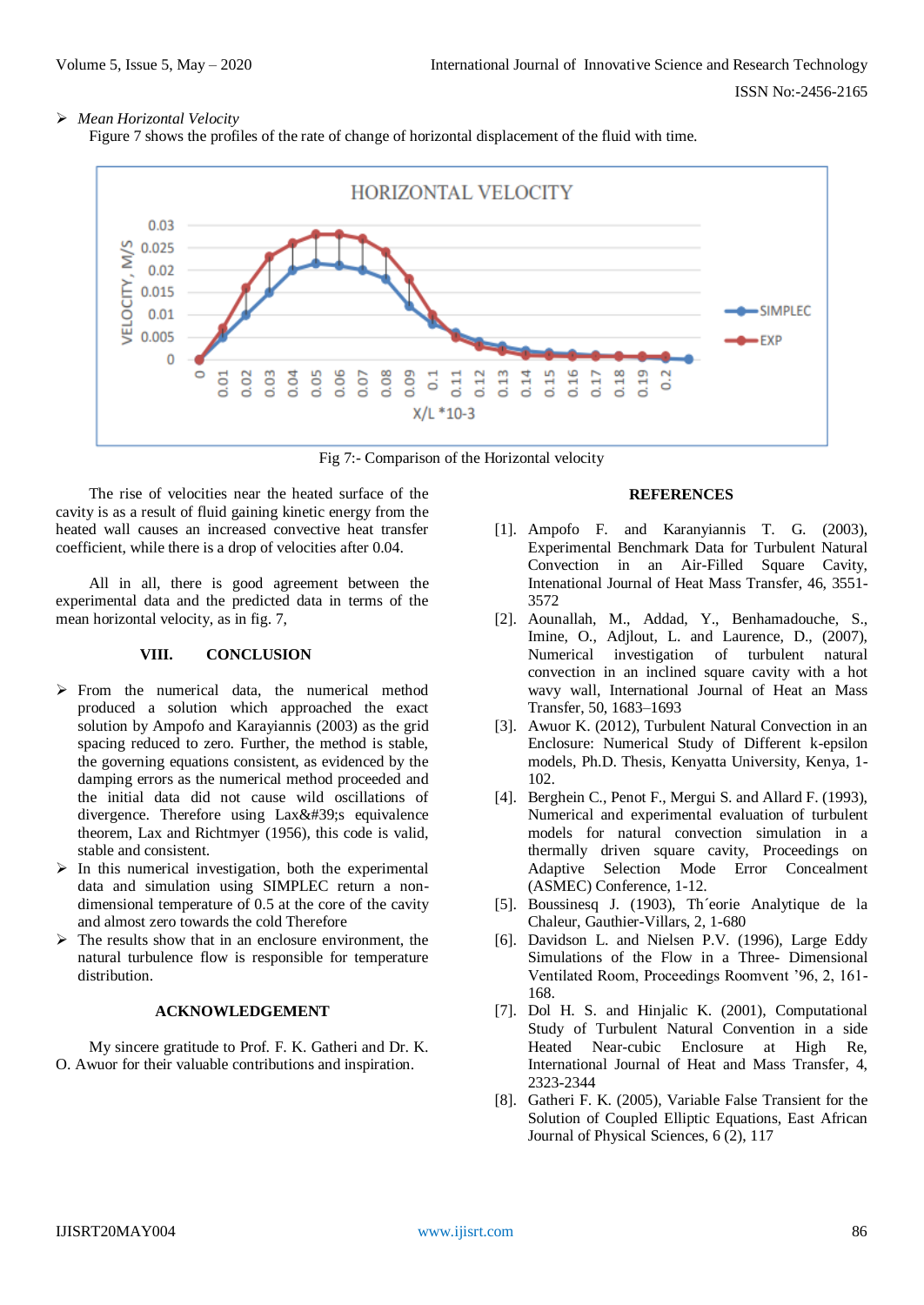- *Mean Horizontal Velocity*

Figure 7 shows the profiles of the rate of change of horizontal displacement of the fluid with time.

Fig 7:- Comparison of the Horizontal velocity

The rise of velocities near the heated surface of the cavity is as a result of fluid gaining kinetic energy from the heated wall causes an increased convective heat transfer coefficient, while there is a drop of velocities after 0.04.

All in all, there is good agreement between the experimental data and the predicted data in terms of the mean horizontal velocity, as in fig. 7,

## VIII. CONCLUSION

- From the numerical data, the numerical method produced a solution which approached the exact solution by Ampofo and Karayiannis (2003) as the grid spacing reduced to zero. Further, the method is stable, the governing equations consistent, as evidenced by the damping errors as the numerical method proceeded and the initial data did not cause wild oscillations of divergence. Therefore using Lax&#39;s equivalence theorem, Lax and Richtmyer (1956), this code is valid, stable and consistent.
- In this numerical investigation, both the experimental data and simulation using SIMPLEC return a non-dimensional temperature of 0.5 at the core of the cavity and almost zero towards the cold Therefore
- The results show that in an enclosure environment, the natural turbulence flow is responsible for temperature distribution.

## ACKNOWLEDGEMENT

My sincere gratitude to Prof. F. K. Gatheri and Dr. K. O. Awuor for their valuable contributions and inspiration.

## REFERENCES

[1]. Ampofo F. and Karanyiannis T. G. (2003), Experimental Benchmark Data for Turbulent Natural Convection in an Air-Filled Square Cavity, Intenational Journal of Heat Mass Transfer, 46, 3551-3572

[2]. Aounallah, M., Addad, Y., Benhamadouche, S., Imine, O., Adjlout, L. and Laurence, D., (2007), Numerical investigation of turbulent natural convection in an inclined square cavity with a hot wavy wall, International Journal of Heat an Mass Transfer, 50, 1683–1693

[3]. Awuor K. (2012), Turbulent Natural Convection in an Enclosure: Numerical Study of Different k-epsilon models, Ph.D. Thesis, Kenyatta University, Kenya, 1-102.

[4]. Berghein C., Penot F., Mergui S. and Allard F. (1993), Numerical and experimental evaluation of turbulent models for natural convection simulation in a thermally driven square cavity, Proceedings on Adaptive Selection Mode Error Concealment (ASMEC) Conference, 1-12.

[5]. Boussinesq J. (1903), Th´eorie Analytique de la Chaleur, Gauthier-Villars, 2, 1-680

[6]. Davidson L. and Nielsen P.V. (1996), Large Eddy Simulations of the Flow in a Three- Dimensional Ventilated Room, Proceedings Roomvent '96, 2, 161-168.

[7]. Dol H. S. and Hinjalic K. (2001), Computational Study of Turbulent Natural Convention in a side Heated Near-cubic Enclosure at High Re, International Journal of Heat and Mass Transfer, 4, 2323-2344

[8]. Gatheri F. K. (2005), Variable False Transient for the Solution of Coupled Elliptic Equations, East African Journal of Physical Sciences, 6 (2), 117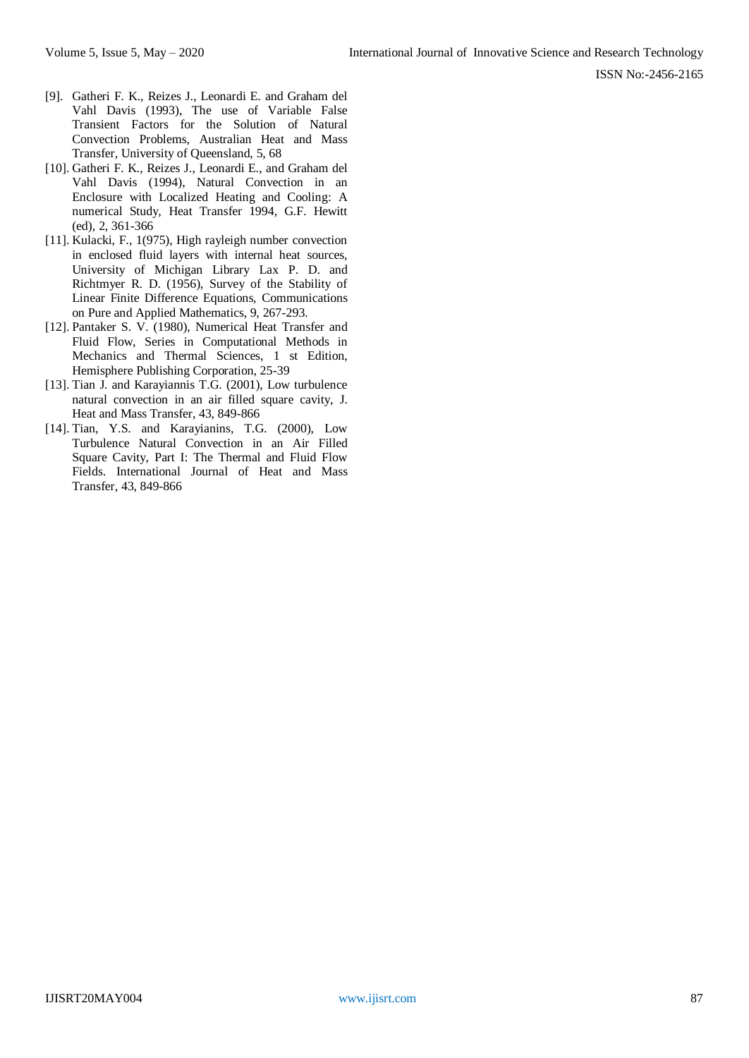[9]. Gatheri F. K., Reizes J., Leonardi E. and Graham del Vahl Davis (1993), The use of Variable False Transient Factors for the Solution of Natural Convection Problems, Australian Heat and Mass Transfer, University of Queensland, 5, 68

[10]. Gatheri F. K., Reizes J., Leonardi E., and Graham del Vahl Davis (1994), Natural Convection in an Enclosure with Localized Heating and Cooling: A numerical Study, Heat Transfer 1994, G.F. Hewitt (ed), 2, 361-366

[11]. Kulacki, F., 1(975), High rayleigh number convection in enclosed fluid layers with internal heat sources, University of Michigan Library Lax P. D. and Richtmyer R. D. (1956), Survey of the Stability of Linear Finite Difference Equations, Communications on Pure and Applied Mathematics, 9, 267-293.

[12]. Pantaker S. V. (1980), Numerical Heat Transfer and Fluid Flow, Series in Computational Methods in Mechanics and Thermal Sciences, 1 st Edition, Hemisphere Publishing Corporation, 25-39

[13]. Tian J. and Karayiannis T.G. (2001), Low turbulence natural convection in an air filled square cavity, J. Heat and Mass Transfer, 43, 849-866

[14]. Tian, Y.S. and Karayianins, T.G. (2000), Low Turbulence Natural Convection in an Air Filled Square Cavity, Part I: The Thermal and Fluid Flow Fields. International Journal of Heat and Mass Transfer, 43, 849-866